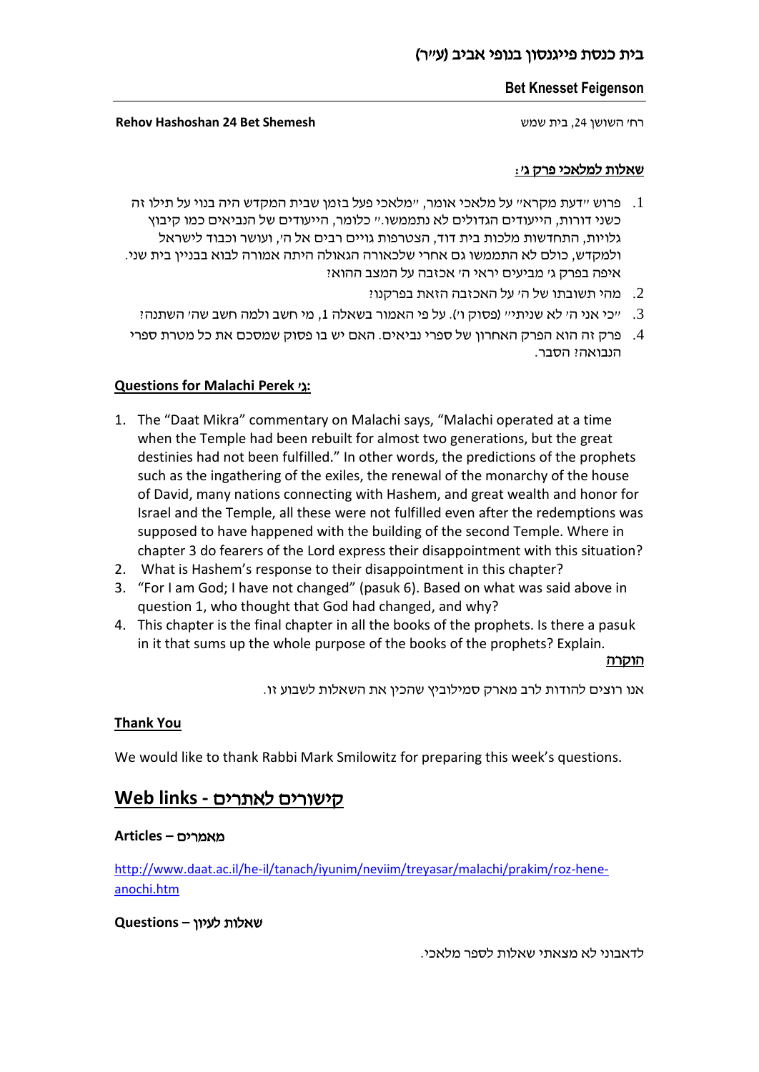# בית כנסת פייגנסון בנופי אביב (ע"ר)

**Bet Knesset Feigenson**

רח' השושן 24, בית שמש **Rehov Hashoshan 24 Bet Shemesh**

## שאלות למלאכי פרק ג':

1. פרוש "דעת מקרא" על מלאכי אומר, "מלאכי פעל בזמן שבית המקדש היה בנוי על תילו זה כשני דורות, הייעודים הגדולים לא נתממשו." כלומר, הייעודים של הנביאים כמו קיבוץ גלויות, התחדשות מלכות בית דוד, הצטרפות גויים רבים אל ה', ועושר וכבוד לישראל ולמקדש, כולם לא התממשו גם אחרי שלכאורה הגאולה היתה אמורה לבוא בבניין בית שני. איפה בפרק ג' מביעים יראי ה' אכזבה על המצב ההוא?
2. מהי תשובתו של ה' על האכזבה הזאת בפרקנו?
3. "כי אני ה' לא שניתי" (פסוק ו'). על פי האמור בשאלה 1, מי חשב ולמה חשב שה' השתנה?
4. פרק זה הוא הפרק האחרון של ספרי נביאים. האם יש בו פסוק שמסכם את כל מטרת ספרי הנבואה? הסבר.

## Questions for Malachi Perek ג':

1. The "Daat Mikra" commentary on Malachi says, "Malachi operated at a time when the Temple had been rebuilt for almost two generations, but the great destinies had not been fulfilled." In other words, the predictions of the prophets such as the ingathering of the exiles, the renewal of the monarchy of the house of David, many nations connecting with Hashem, and great wealth and honor for Israel and the Temple, all these were not fulfilled even after the redemptions was supposed to have happened with the building of the second Temple. Where in chapter 3 do fearers of the Lord express their disappointment with this situation?
2. What is Hashem's response to their disappointment in this chapter?
3. "For I am God; I have not changed" (pasuk 6). Based on what was said above in question 1, who thought that God had changed, and why?
4. This chapter is the final chapter in all the books of the prophets. Is there a pasuk in it that sums up the whole purpose of the books of the prophets? Explain.

**הוקרה**

אנו רוצים להודות לרב מארק סמילוביץ שהכין את השאלות לשבוע זו.

**Thank You**

We would like to thank Rabbi Mark Smilowitz for preparing this week's questions.

## Web links - קישורים לאתרים

**Articles – מאמרים**

http://www.daat.ac.il/he-il/tanach/iyunim/neviim/treyasar/malachi/prakim/roz-hene-anochi.htm

**Questions – שאלות לעיון**

לדאבוני לא מצאתי שאלות לספר מלאכי.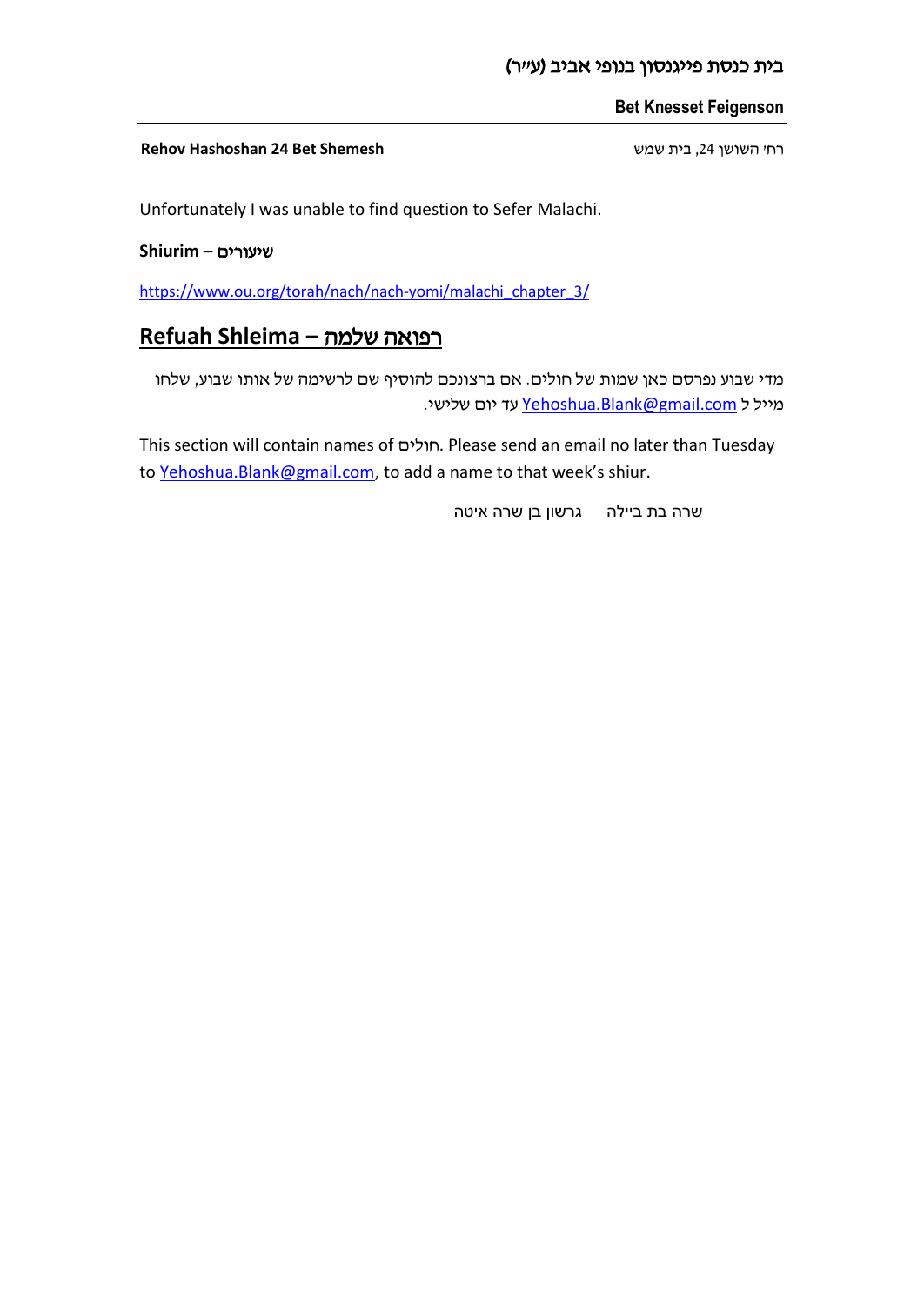Unfortunately I was unable to find question to Sefer Malachi.

**Shiurim – שיעורים**

https://www.ou.org/torah/nach/nach-yomi/malachi_chapter_3/

## Refuah Shleima – רפואה שלמה

מדי שבוע נפרסם כאן שמות של חולים. אם ברצונכם להוסיף שם לרשימה של אותו שבוע, שלחו מייל ל Yehoshua.Blank@gmail.com עד יום שלישי.

This section will contain names of חולים. Please send an email no later than Tuesday to Yehoshua.Blank@gmail.com, to add a name to that week's shiur.

שרה בת ביילה     גרשון בן שרה איטה